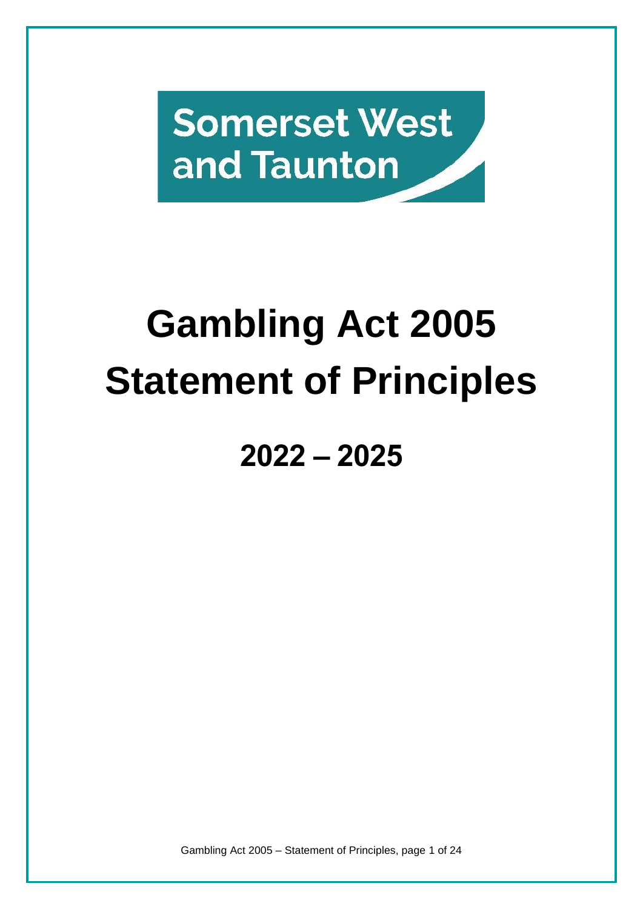Somerset West and Taunton

# Gambling Act 2005 Statement of Principles

## 2022 – 2025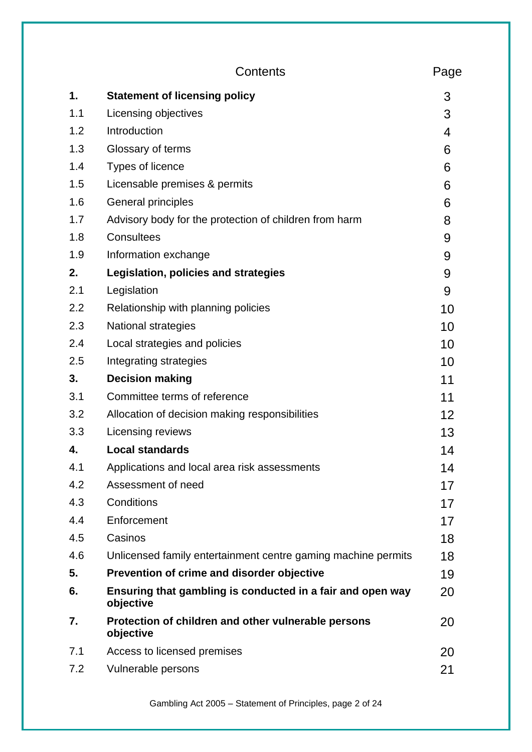| | Contents | Page |
|---|---|---|
| **1.** | **Statement of licensing policy** | 3 |
| 1.1 | Licensing objectives | 3 |
| 1.2 | Introduction | 4 |
| 1.3 | Glossary of terms | 6 |
| 1.4 | Types of licence | 6 |
| 1.5 | Licensable premises & permits | 6 |
| 1.6 | General principles | 6 |
| 1.7 | Advisory body for the protection of children from harm | 8 |
| 1.8 | Consultees | 9 |
| 1.9 | Information exchange | 9 |
| **2.** | **Legislation, policies and strategies** | 9 |
| 2.1 | Legislation | 9 |
| 2.2 | Relationship with planning policies | 10 |
| 2.3 | National strategies | 10 |
| 2.4 | Local strategies and policies | 10 |
| 2.5 | Integrating strategies | 10 |
| **3.** | **Decision making** | 11 |
| 3.1 | Committee terms of reference | 11 |
| 3.2 | Allocation of decision making responsibilities | 12 |
| 3.3 | Licensing reviews | 13 |
| **4.** | **Local standards** | 14 |
| 4.1 | Applications and local area risk assessments | 14 |
| 4.2 | Assessment of need | 17 |
| 4.3 | Conditions | 17 |
| 4.4 | Enforcement | 17 |
| 4.5 | Casinos | 18 |
| 4.6 | Unlicensed family entertainment centre gaming machine permits | 18 |
| **5.** | **Prevention of crime and disorder objective** | 19 |
| **6.** | **Ensuring that gambling is conducted in a fair and open way objective** | 20 |
| **7.** | **Protection of children and other vulnerable persons objective** | 20 |
| 7.1 | Access to licensed premises | 20 |
| 7.2 | Vulnerable persons | 21 |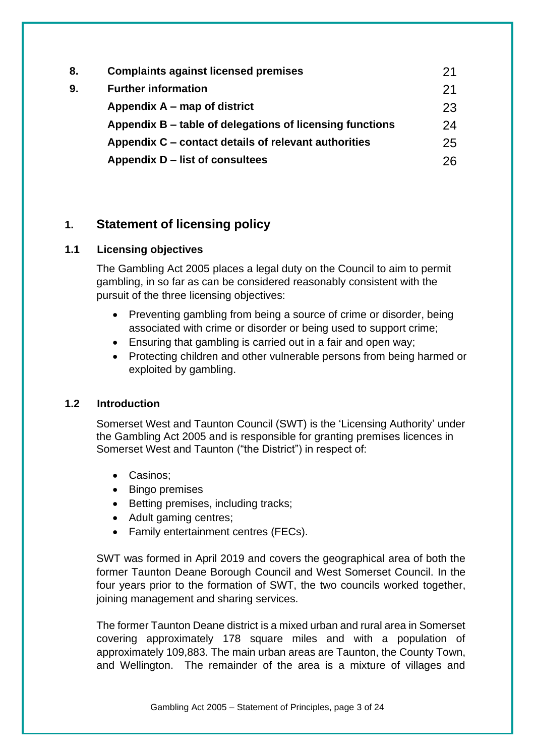| | | |
|---|---|---|
| **8.** | **Complaints against licensed premises** | 21 |
| **9.** | **Further information** | 21 |
| | **Appendix A – map of district** | 23 |
| | **Appendix B – table of delegations of licensing functions** | 24 |
| | **Appendix C – contact details of relevant authorities** | 25 |
| | **Appendix D – list of consultees** | 26 |

## 1. Statement of licensing policy

### 1.1 Licensing objectives

The Gambling Act 2005 places a legal duty on the Council to aim to permit gambling, in so far as can be considered reasonably consistent with the pursuit of the three licensing objectives:

- Preventing gambling from being a source of crime or disorder, being associated with crime or disorder or being used to support crime;
- Ensuring that gambling is carried out in a fair and open way;
- Protecting children and other vulnerable persons from being harmed or exploited by gambling.

### 1.2 Introduction

Somerset West and Taunton Council (SWT) is the 'Licensing Authority' under the Gambling Act 2005 and is responsible for granting premises licences in Somerset West and Taunton ("the District") in respect of:

- Casinos;
- Bingo premises
- Betting premises, including tracks;
- Adult gaming centres;
- Family entertainment centres (FECs).

SWT was formed in April 2019 and covers the geographical area of both the former Taunton Deane Borough Council and West Somerset Council. In the four years prior to the formation of SWT, the two councils worked together, joining management and sharing services.

The former Taunton Deane district is a mixed urban and rural area in Somerset covering approximately 178 square miles and with a population of approximately 109,883. The main urban areas are Taunton, the County Town, and Wellington. The remainder of the area is a mixture of villages and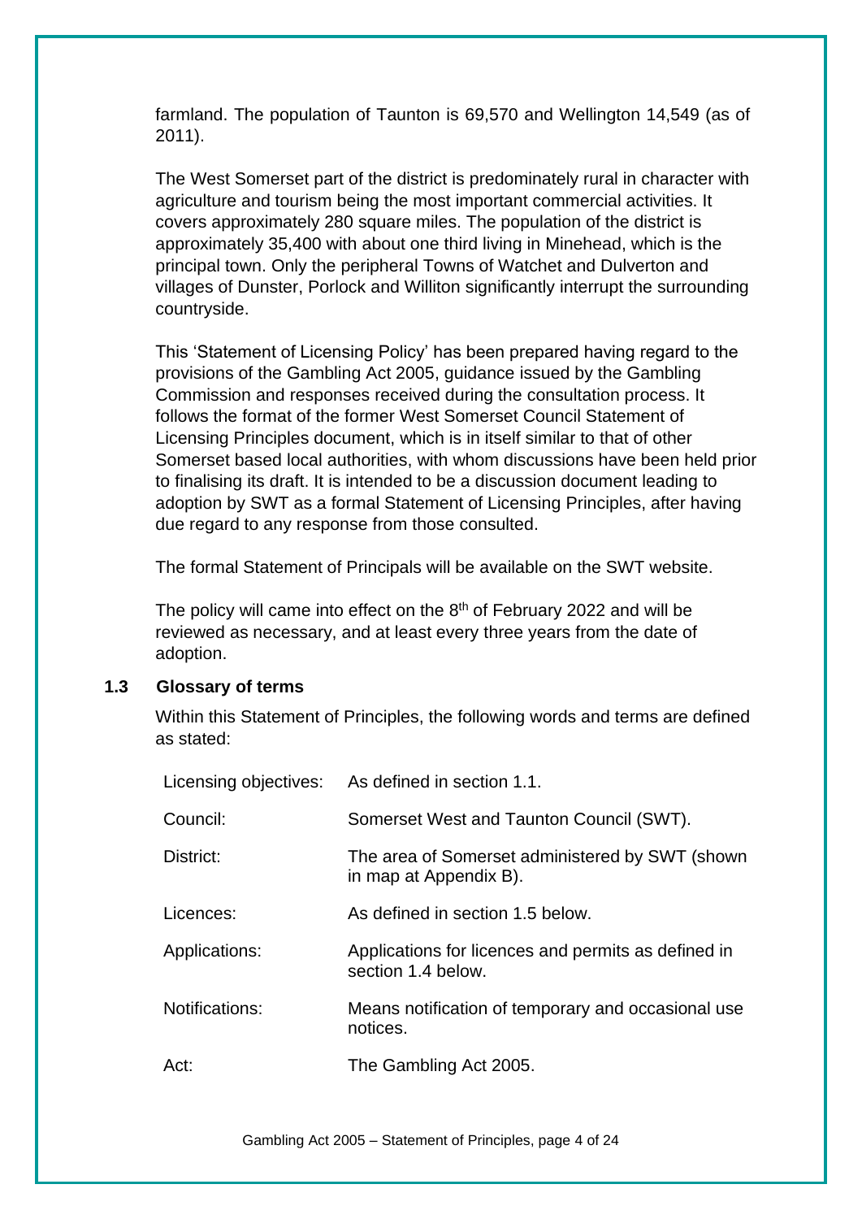farmland. The population of Taunton is 69,570 and Wellington 14,549 (as of 2011).

The West Somerset part of the district is predominately rural in character with agriculture and tourism being the most important commercial activities. It covers approximately 280 square miles. The population of the district is approximately 35,400 with about one third living in Minehead, which is the principal town. Only the peripheral Towns of Watchet and Dulverton and villages of Dunster, Porlock and Williton significantly interrupt the surrounding countryside.

This 'Statement of Licensing Policy' has been prepared having regard to the provisions of the Gambling Act 2005, guidance issued by the Gambling Commission and responses received during the consultation process. It follows the format of the former West Somerset Council Statement of Licensing Principles document, which is in itself similar to that of other Somerset based local authorities, with whom discussions have been held prior to finalising its draft. It is intended to be a discussion document leading to adoption by SWT as a formal Statement of Licensing Principles, after having due regard to any response from those consulted.

The formal Statement of Principals will be available on the SWT website.

The policy will came into effect on the 8th of February 2022 and will be reviewed as necessary, and at least every three years from the date of adoption.

### 1.3 Glossary of terms

Within this Statement of Principles, the following words and terms are defined as stated:

| | |
|---|---|
| Licensing objectives: | As defined in section 1.1. |
| Council: | Somerset West and Taunton Council (SWT). |
| District: | The area of Somerset administered by SWT (shown in map at Appendix B). |
| Licences: | As defined in section 1.5 below. |
| Applications: | Applications for licences and permits as defined in section 1.4 below. |
| Notifications: | Means notification of temporary and occasional use notices. |
| Act: | The Gambling Act 2005. |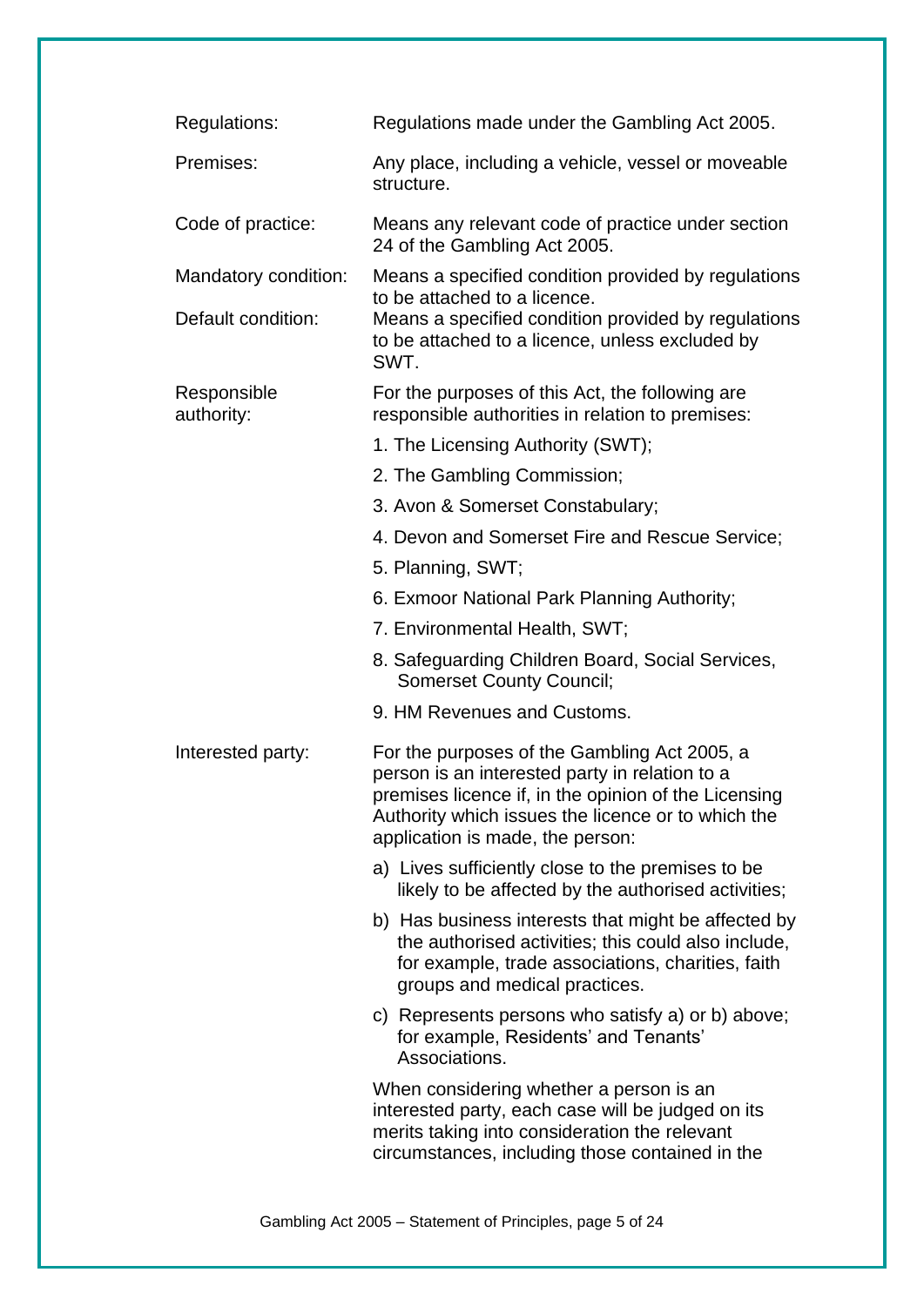| | |
|---|---|
| Regulations: | Regulations made under the Gambling Act 2005. |
| Premises: | Any place, including a vehicle, vessel or moveable structure. |
| Code of practice: | Means any relevant code of practice under section 24 of the Gambling Act 2005. |
| Mandatory condition: | Means a specified condition provided by regulations to be attached to a licence. |
| Default condition: | Means a specified condition provided by regulations to be attached to a licence, unless excluded by SWT. |
| Responsible authority: | For the purposes of this Act, the following are responsible authorities in relation to premises: 1. The Licensing Authority (SWT); 2. The Gambling Commission; 3. Avon & Somerset Constabulary; 4. Devon and Somerset Fire and Rescue Service; 5. Planning, SWT; 6. Exmoor National Park Planning Authority; 7. Environmental Health, SWT; 8. Safeguarding Children Board, Social Services, Somerset County Council; 9. HM Revenues and Customs. |
| Interested party: | For the purposes of the Gambling Act 2005, a person is an interested party in relation to a premises licence if, in the opinion of the Licensing Authority which issues the licence or to which the application is made, the person: a) Lives sufficiently close to the premises to be likely to be affected by the authorised activities; b) Has business interests that might be affected by the authorised activities; this could also include, for example, trade associations, charities, faith groups and medical practices. c) Represents persons who satisfy a) or b) above; for example, Residents' and Tenants' Associations. When considering whether a person is an interested party, each case will be judged on its merits taking into consideration the relevant circumstances, including those contained in the |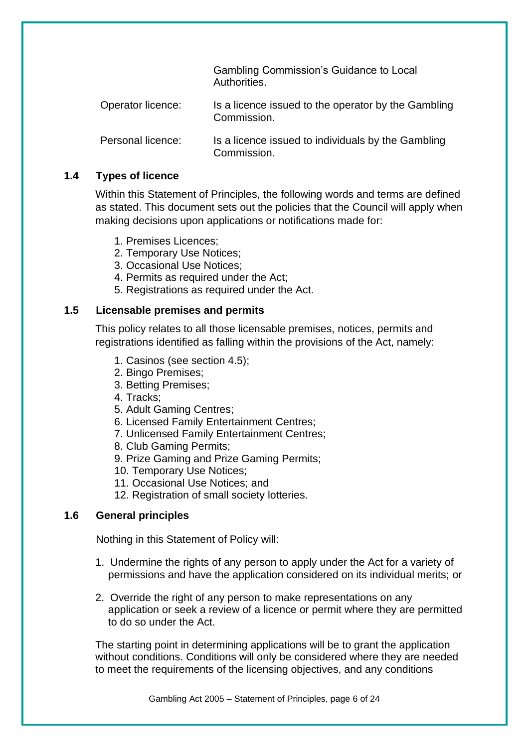| | |
|---|---|
| | Gambling Commission's Guidance to Local Authorities. |
| Operator licence: | Is a licence issued to the operator by the Gambling Commission. |
| Personal licence: | Is a licence issued to individuals by the Gambling Commission. |

### 1.4 Types of licence

Within this Statement of Principles, the following words and terms are defined as stated. This document sets out the policies that the Council will apply when making decisions upon applications or notifications made for:

1. Premises Licences;
2. Temporary Use Notices;
3. Occasional Use Notices;
4. Permits as required under the Act;
5. Registrations as required under the Act.

### 1.5 Licensable premises and permits

This policy relates to all those licensable premises, notices, permits and registrations identified as falling within the provisions of the Act, namely:

1. Casinos (see section 4.5);
2. Bingo Premises;
3. Betting Premises;
4. Tracks;
5. Adult Gaming Centres;
6. Licensed Family Entertainment Centres;
7. Unlicensed Family Entertainment Centres;
8. Club Gaming Permits;
9. Prize Gaming and Prize Gaming Permits;
10. Temporary Use Notices;
11. Occasional Use Notices; and
12. Registration of small society lotteries.

### 1.6 General principles

Nothing in this Statement of Policy will:

1. Undermine the rights of any person to apply under the Act for a variety of permissions and have the application considered on its individual merits; or
2. Override the right of any person to make representations on any application or seek a review of a licence or permit where they are permitted to do so under the Act.

The starting point in determining applications will be to grant the application without conditions. Conditions will only be considered where they are needed to meet the requirements of the licensing objectives, and any conditions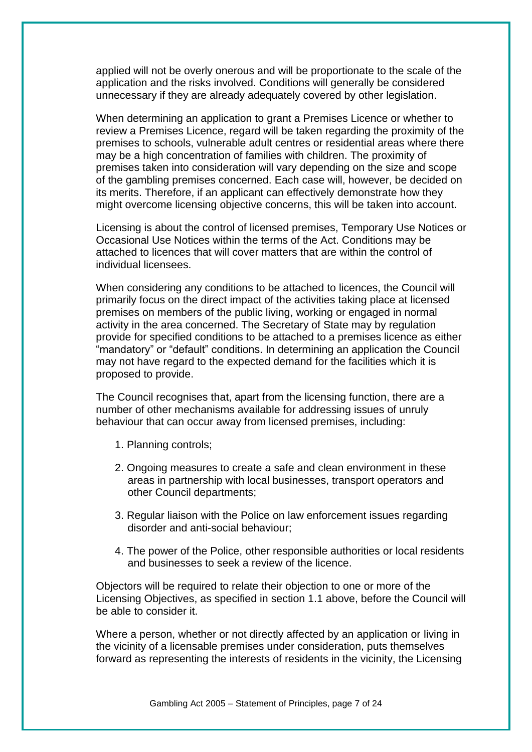applied will not be overly onerous and will be proportionate to the scale of the application and the risks involved. Conditions will generally be considered unnecessary if they are already adequately covered by other legislation.

When determining an application to grant a Premises Licence or whether to review a Premises Licence, regard will be taken regarding the proximity of the premises to schools, vulnerable adult centres or residential areas where there may be a high concentration of families with children. The proximity of premises taken into consideration will vary depending on the size and scope of the gambling premises concerned. Each case will, however, be decided on its merits. Therefore, if an applicant can effectively demonstrate how they might overcome licensing objective concerns, this will be taken into account.

Licensing is about the control of licensed premises, Temporary Use Notices or Occasional Use Notices within the terms of the Act. Conditions may be attached to licences that will cover matters that are within the control of individual licensees.

When considering any conditions to be attached to licences, the Council will primarily focus on the direct impact of the activities taking place at licensed premises on members of the public living, working or engaged in normal activity in the area concerned. The Secretary of State may by regulation provide for specified conditions to be attached to a premises licence as either "mandatory" or "default" conditions. In determining an application the Council may not have regard to the expected demand for the facilities which it is proposed to provide.

The Council recognises that, apart from the licensing function, there are a number of other mechanisms available for addressing issues of unruly behaviour that can occur away from licensed premises, including:

1. Planning controls;
2. Ongoing measures to create a safe and clean environment in these areas in partnership with local businesses, transport operators and other Council departments;
3. Regular liaison with the Police on law enforcement issues regarding disorder and anti-social behaviour;
4. The power of the Police, other responsible authorities or local residents and businesses to seek a review of the licence.

Objectors will be required to relate their objection to one or more of the Licensing Objectives, as specified in section 1.1 above, before the Council will be able to consider it.

Where a person, whether or not directly affected by an application or living in the vicinity of a licensable premises under consideration, puts themselves forward as representing the interests of residents in the vicinity, the Licensing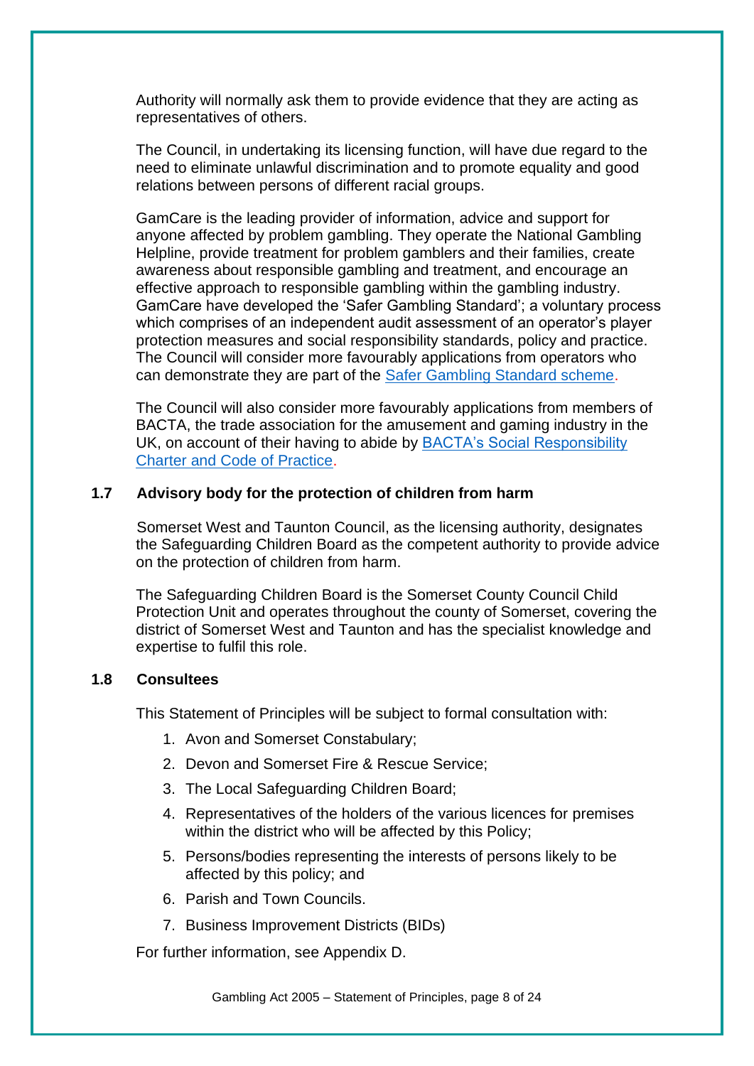Authority will normally ask them to provide evidence that they are acting as representatives of others.

The Council, in undertaking its licensing function, will have due regard to the need to eliminate unlawful discrimination and to promote equality and good relations between persons of different racial groups.

GamCare is the leading provider of information, advice and support for anyone affected by problem gambling. They operate the National Gambling Helpline, provide treatment for problem gamblers and their families, create awareness about responsible gambling and treatment, and encourage an effective approach to responsible gambling within the gambling industry. GamCare have developed the 'Safer Gambling Standard'; a voluntary process which comprises of an independent audit assessment of an operator's player protection measures and social responsibility standards, policy and practice. The Council will consider more favourably applications from operators who can demonstrate they are part of the Safer Gambling Standard scheme.

The Council will also consider more favourably applications from members of BACTA, the trade association for the amusement and gaming industry in the UK, on account of their having to abide by BACTA's Social Responsibility Charter and Code of Practice.

## 1.7 Advisory body for the protection of children from harm

Somerset West and Taunton Council, as the licensing authority, designates the Safeguarding Children Board as the competent authority to provide advice on the protection of children from harm.

The Safeguarding Children Board is the Somerset County Council Child Protection Unit and operates throughout the county of Somerset, covering the district of Somerset West and Taunton and has the specialist knowledge and expertise to fulfil this role.

## 1.8 Consultees

This Statement of Principles will be subject to formal consultation with:

1. Avon and Somerset Constabulary;
2. Devon and Somerset Fire & Rescue Service;
3. The Local Safeguarding Children Board;
4. Representatives of the holders of the various licences for premises within the district who will be affected by this Policy;
5. Persons/bodies representing the interests of persons likely to be affected by this policy; and
6. Parish and Town Councils.
7. Business Improvement Districts (BIDs)

For further information, see Appendix D.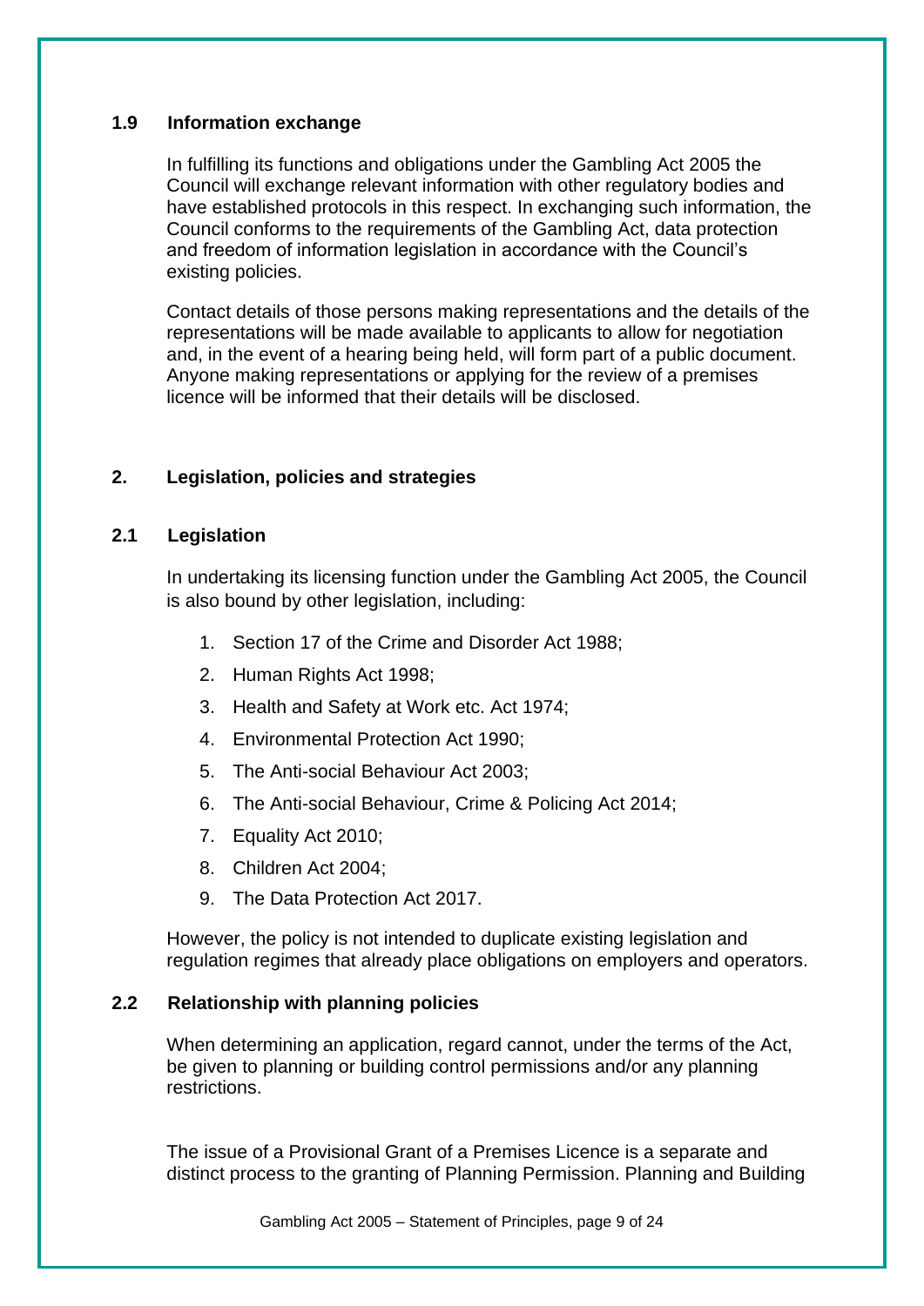### 1.9 Information exchange

In fulfilling its functions and obligations under the Gambling Act 2005 the Council will exchange relevant information with other regulatory bodies and have established protocols in this respect. In exchanging such information, the Council conforms to the requirements of the Gambling Act, data protection and freedom of information legislation in accordance with the Council's existing policies.

Contact details of those persons making representations and the details of the representations will be made available to applicants to allow for negotiation and, in the event of a hearing being held, will form part of a public document. Anyone making representations or applying for the review of a premises licence will be informed that their details will be disclosed.

## 2. Legislation, policies and strategies

### 2.1 Legislation

In undertaking its licensing function under the Gambling Act 2005, the Council is also bound by other legislation, including:

1. Section 17 of the Crime and Disorder Act 1988;
2. Human Rights Act 1998;
3. Health and Safety at Work etc. Act 1974;
4. Environmental Protection Act 1990;
5. The Anti-social Behaviour Act 2003;
6. The Anti-social Behaviour, Crime & Policing Act 2014;
7. Equality Act 2010;
8. Children Act 2004;
9. The Data Protection Act 2017.

However, the policy is not intended to duplicate existing legislation and regulation regimes that already place obligations on employers and operators.

### 2.2 Relationship with planning policies

When determining an application, regard cannot, under the terms of the Act, be given to planning or building control permissions and/or any planning restrictions.

The issue of a Provisional Grant of a Premises Licence is a separate and distinct process to the granting of Planning Permission. Planning and Building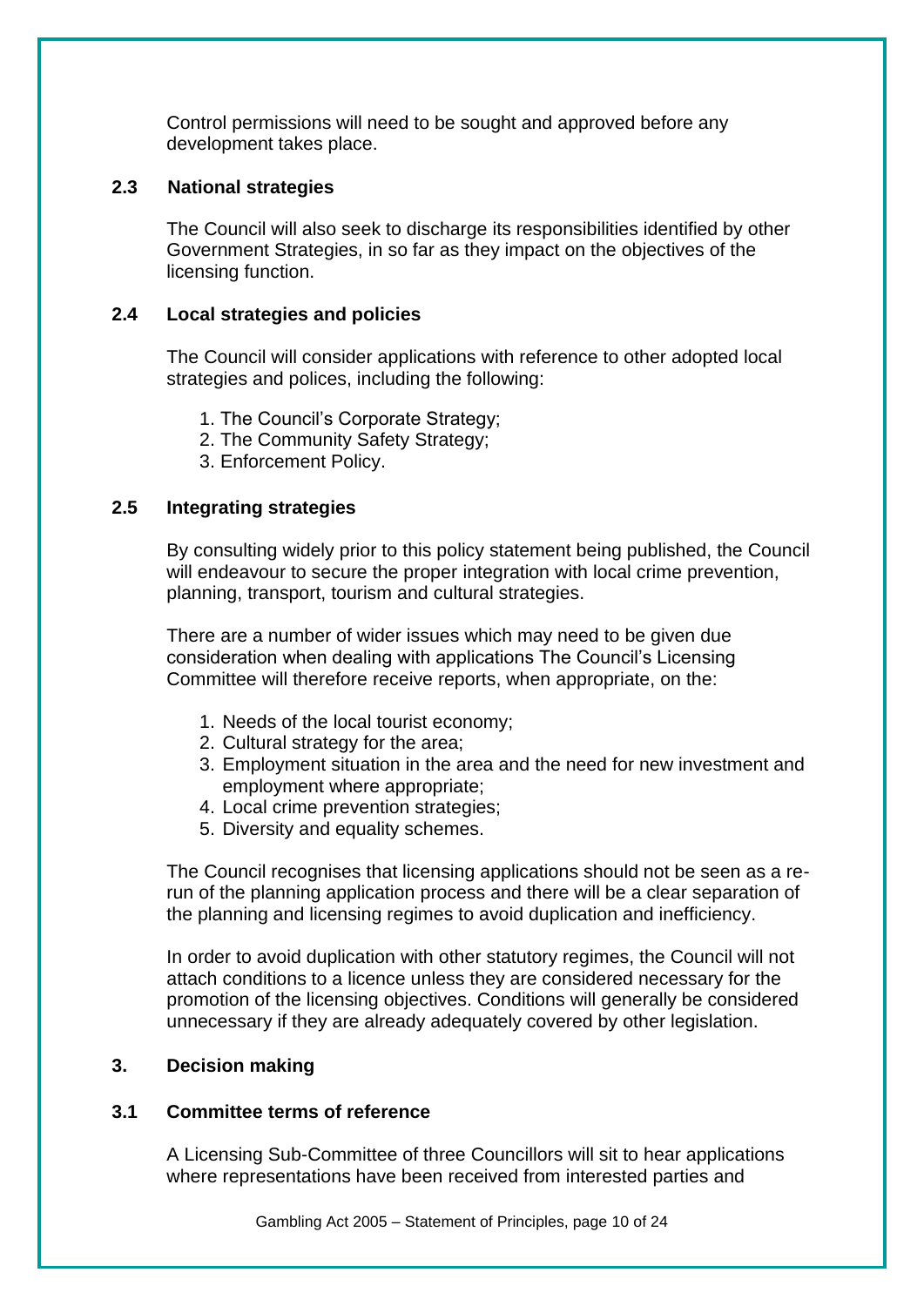Control permissions will need to be sought and approved before any development takes place.

### 2.3 National strategies

The Council will also seek to discharge its responsibilities identified by other Government Strategies, in so far as they impact on the objectives of the licensing function.

### 2.4 Local strategies and policies

The Council will consider applications with reference to other adopted local strategies and polices, including the following:

1. The Council's Corporate Strategy;
2. The Community Safety Strategy;
3. Enforcement Policy.

### 2.5 Integrating strategies

By consulting widely prior to this policy statement being published, the Council will endeavour to secure the proper integration with local crime prevention, planning, transport, tourism and cultural strategies.

There are a number of wider issues which may need to be given due consideration when dealing with applications The Council's Licensing Committee will therefore receive reports, when appropriate, on the:

1. Needs of the local tourist economy;
2. Cultural strategy for the area;
3. Employment situation in the area and the need for new investment and employment where appropriate;
4. Local crime prevention strategies;
5. Diversity and equality schemes.

The Council recognises that licensing applications should not be seen as a re-run of the planning application process and there will be a clear separation of the planning and licensing regimes to avoid duplication and inefficiency.

In order to avoid duplication with other statutory regimes, the Council will not attach conditions to a licence unless they are considered necessary for the promotion of the licensing objectives. Conditions will generally be considered unnecessary if they are already adequately covered by other legislation.

## 3. Decision making

### 3.1 Committee terms of reference

A Licensing Sub-Committee of three Councillors will sit to hear applications where representations have been received from interested parties and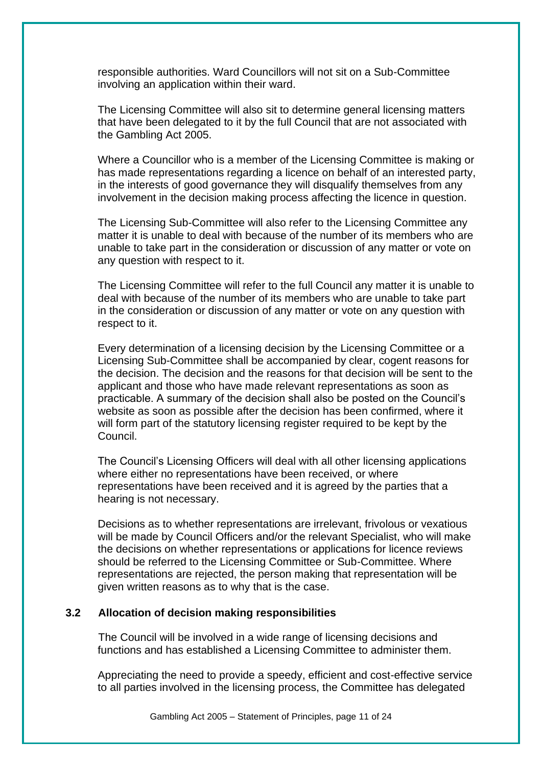responsible authorities. Ward Councillors will not sit on a Sub-Committee involving an application within their ward.

The Licensing Committee will also sit to determine general licensing matters that have been delegated to it by the full Council that are not associated with the Gambling Act 2005.

Where a Councillor who is a member of the Licensing Committee is making or has made representations regarding a licence on behalf of an interested party, in the interests of good governance they will disqualify themselves from any involvement in the decision making process affecting the licence in question.

The Licensing Sub-Committee will also refer to the Licensing Committee any matter it is unable to deal with because of the number of its members who are unable to take part in the consideration or discussion of any matter or vote on any question with respect to it.

The Licensing Committee will refer to the full Council any matter it is unable to deal with because of the number of its members who are unable to take part in the consideration or discussion of any matter or vote on any question with respect to it.

Every determination of a licensing decision by the Licensing Committee or a Licensing Sub-Committee shall be accompanied by clear, cogent reasons for the decision. The decision and the reasons for that decision will be sent to the applicant and those who have made relevant representations as soon as practicable. A summary of the decision shall also be posted on the Council's website as soon as possible after the decision has been confirmed, where it will form part of the statutory licensing register required to be kept by the Council.

The Council's Licensing Officers will deal with all other licensing applications where either no representations have been received, or where representations have been received and it is agreed by the parties that a hearing is not necessary.

Decisions as to whether representations are irrelevant, frivolous or vexatious will be made by Council Officers and/or the relevant Specialist, who will make the decisions on whether representations or applications for licence reviews should be referred to the Licensing Committee or Sub-Committee. Where representations are rejected, the person making that representation will be given written reasons as to why that is the case.

### 3.2 Allocation of decision making responsibilities

The Council will be involved in a wide range of licensing decisions and functions and has established a Licensing Committee to administer them.

Appreciating the need to provide a speedy, efficient and cost-effective service to all parties involved in the licensing process, the Committee has delegated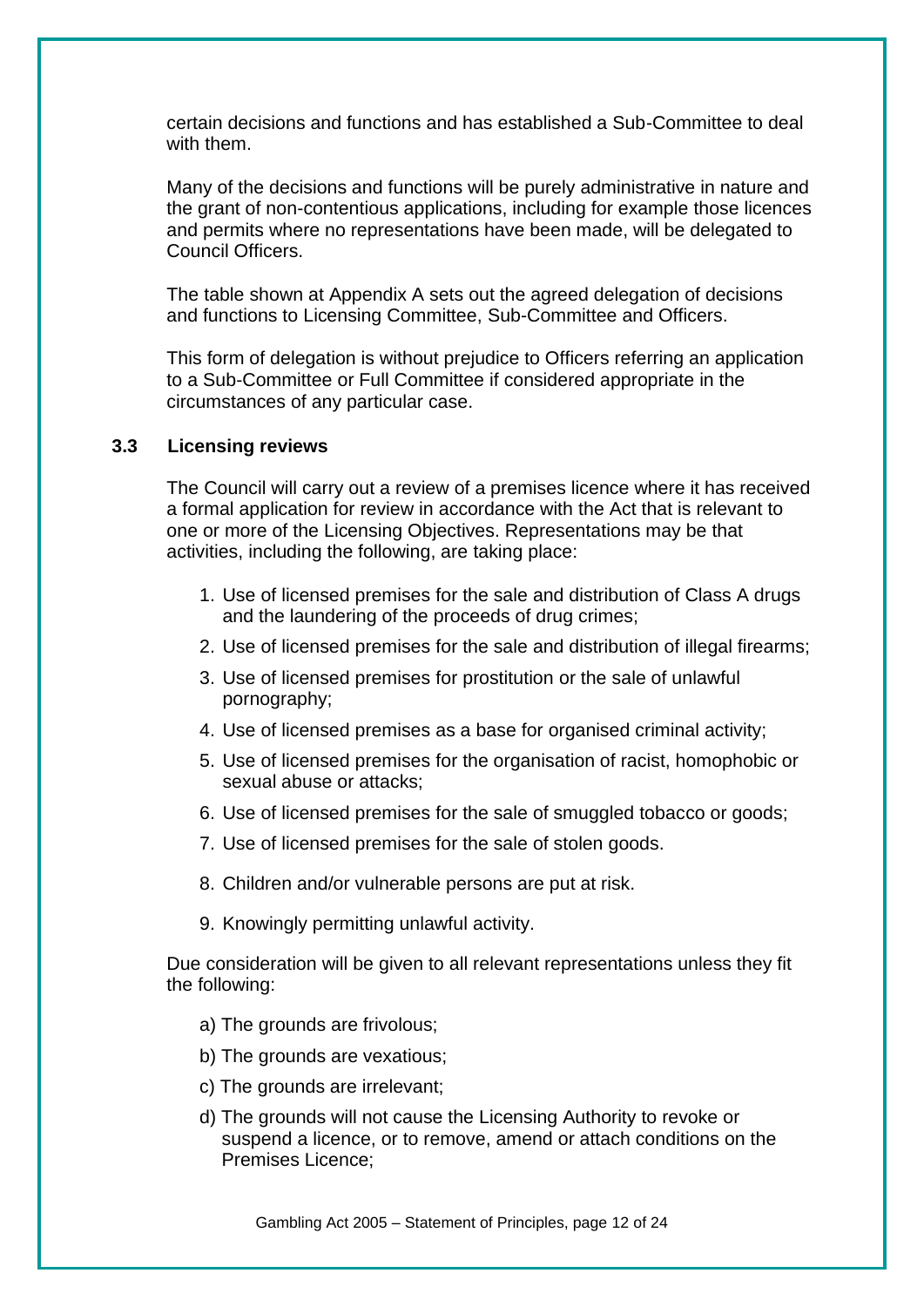certain decisions and functions and has established a Sub-Committee to deal with them.

Many of the decisions and functions will be purely administrative in nature and the grant of non-contentious applications, including for example those licences and permits where no representations have been made, will be delegated to Council Officers.

The table shown at Appendix A sets out the agreed delegation of decisions and functions to Licensing Committee, Sub-Committee and Officers.

This form of delegation is without prejudice to Officers referring an application to a Sub-Committee or Full Committee if considered appropriate in the circumstances of any particular case.

### 3.3 Licensing reviews

The Council will carry out a review of a premises licence where it has received a formal application for review in accordance with the Act that is relevant to one or more of the Licensing Objectives. Representations may be that activities, including the following, are taking place:

1. Use of licensed premises for the sale and distribution of Class A drugs and the laundering of the proceeds of drug crimes;
2. Use of licensed premises for the sale and distribution of illegal firearms;
3. Use of licensed premises for prostitution or the sale of unlawful pornography;
4. Use of licensed premises as a base for organised criminal activity;
5. Use of licensed premises for the organisation of racist, homophobic or sexual abuse or attacks;
6. Use of licensed premises for the sale of smuggled tobacco or goods;
7. Use of licensed premises for the sale of stolen goods.
8. Children and/or vulnerable persons are put at risk.
9. Knowingly permitting unlawful activity.

Due consideration will be given to all relevant representations unless they fit the following:

a) The grounds are frivolous;

b) The grounds are vexatious;

c) The grounds are irrelevant;

d) The grounds will not cause the Licensing Authority to revoke or suspend a licence, or to remove, amend or attach conditions on the Premises Licence;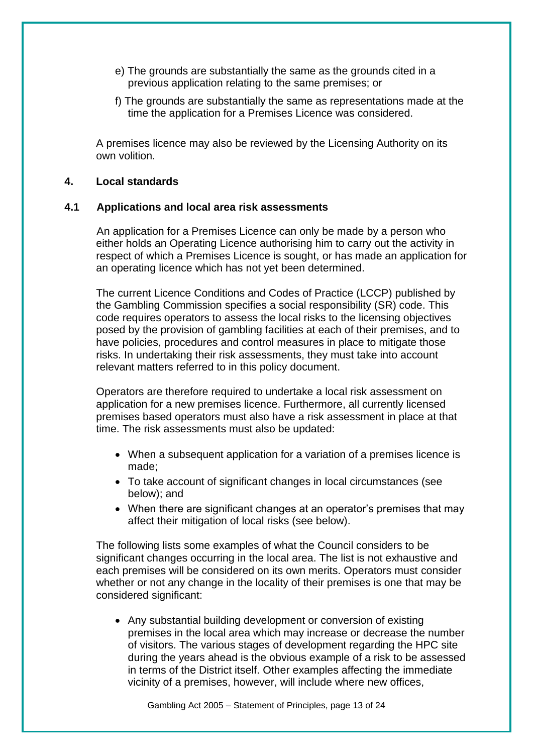e) The grounds are substantially the same as the grounds cited in a previous application relating to the same premises; or

f) The grounds are substantially the same as representations made at the time the application for a Premises Licence was considered.

A premises licence may also be reviewed by the Licensing Authority on its own volition.

## 4. Local standards

### 4.1 Applications and local area risk assessments

An application for a Premises Licence can only be made by a person who either holds an Operating Licence authorising him to carry out the activity in respect of which a Premises Licence is sought, or has made an application for an operating licence which has not yet been determined.

The current Licence Conditions and Codes of Practice (LCCP) published by the Gambling Commission specifies a social responsibility (SR) code. This code requires operators to assess the local risks to the licensing objectives posed by the provision of gambling facilities at each of their premises, and to have policies, procedures and control measures in place to mitigate those risks. In undertaking their risk assessments, they must take into account relevant matters referred to in this policy document.

Operators are therefore required to undertake a local risk assessment on application for a new premises licence. Furthermore, all currently licensed premises based operators must also have a risk assessment in place at that time. The risk assessments must also be updated:

- When a subsequent application for a variation of a premises licence is made;
- To take account of significant changes in local circumstances (see below); and
- When there are significant changes at an operator's premises that may affect their mitigation of local risks (see below).

The following lists some examples of what the Council considers to be significant changes occurring in the local area. The list is not exhaustive and each premises will be considered on its own merits. Operators must consider whether or not any change in the locality of their premises is one that may be considered significant:

- Any substantial building development or conversion of existing premises in the local area which may increase or decrease the number of visitors. The various stages of development regarding the HPC site during the years ahead is the obvious example of a risk to be assessed in terms of the District itself. Other examples affecting the immediate vicinity of a premises, however, will include where new offices,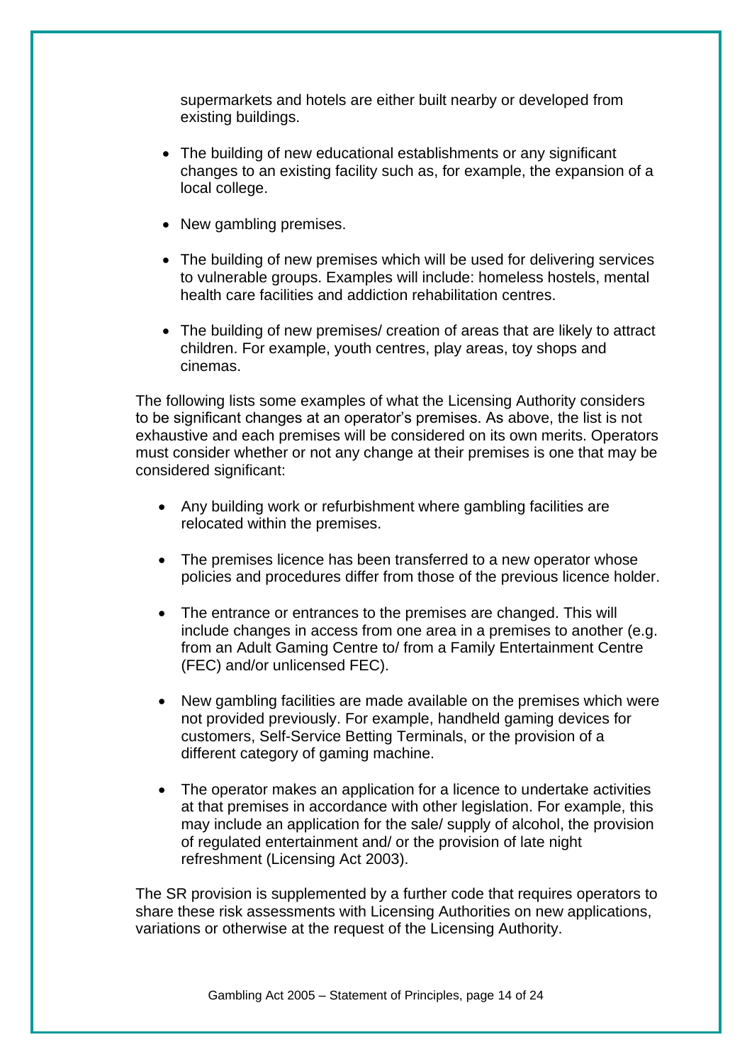supermarkets and hotels are either built nearby or developed from existing buildings.

- The building of new educational establishments or any significant changes to an existing facility such as, for example, the expansion of a local college.

- New gambling premises.

- The building of new premises which will be used for delivering services to vulnerable groups. Examples will include: homeless hostels, mental health care facilities and addiction rehabilitation centres.

- The building of new premises/ creation of areas that are likely to attract children. For example, youth centres, play areas, toy shops and cinemas.

The following lists some examples of what the Licensing Authority considers to be significant changes at an operator's premises. As above, the list is not exhaustive and each premises will be considered on its own merits. Operators must consider whether or not any change at their premises is one that may be considered significant:

- Any building work or refurbishment where gambling facilities are relocated within the premises.

- The premises licence has been transferred to a new operator whose policies and procedures differ from those of the previous licence holder.

- The entrance or entrances to the premises are changed. This will include changes in access from one area in a premises to another (e.g. from an Adult Gaming Centre to/ from a Family Entertainment Centre (FEC) and/or unlicensed FEC).

- New gambling facilities are made available on the premises which were not provided previously. For example, handheld gaming devices for customers, Self-Service Betting Terminals, or the provision of a different category of gaming machine.

- The operator makes an application for a licence to undertake activities at that premises in accordance with other legislation. For example, this may include an application for the sale/ supply of alcohol, the provision of regulated entertainment and/ or the provision of late night refreshment (Licensing Act 2003).

The SR provision is supplemented by a further code that requires operators to share these risk assessments with Licensing Authorities on new applications, variations or otherwise at the request of the Licensing Authority.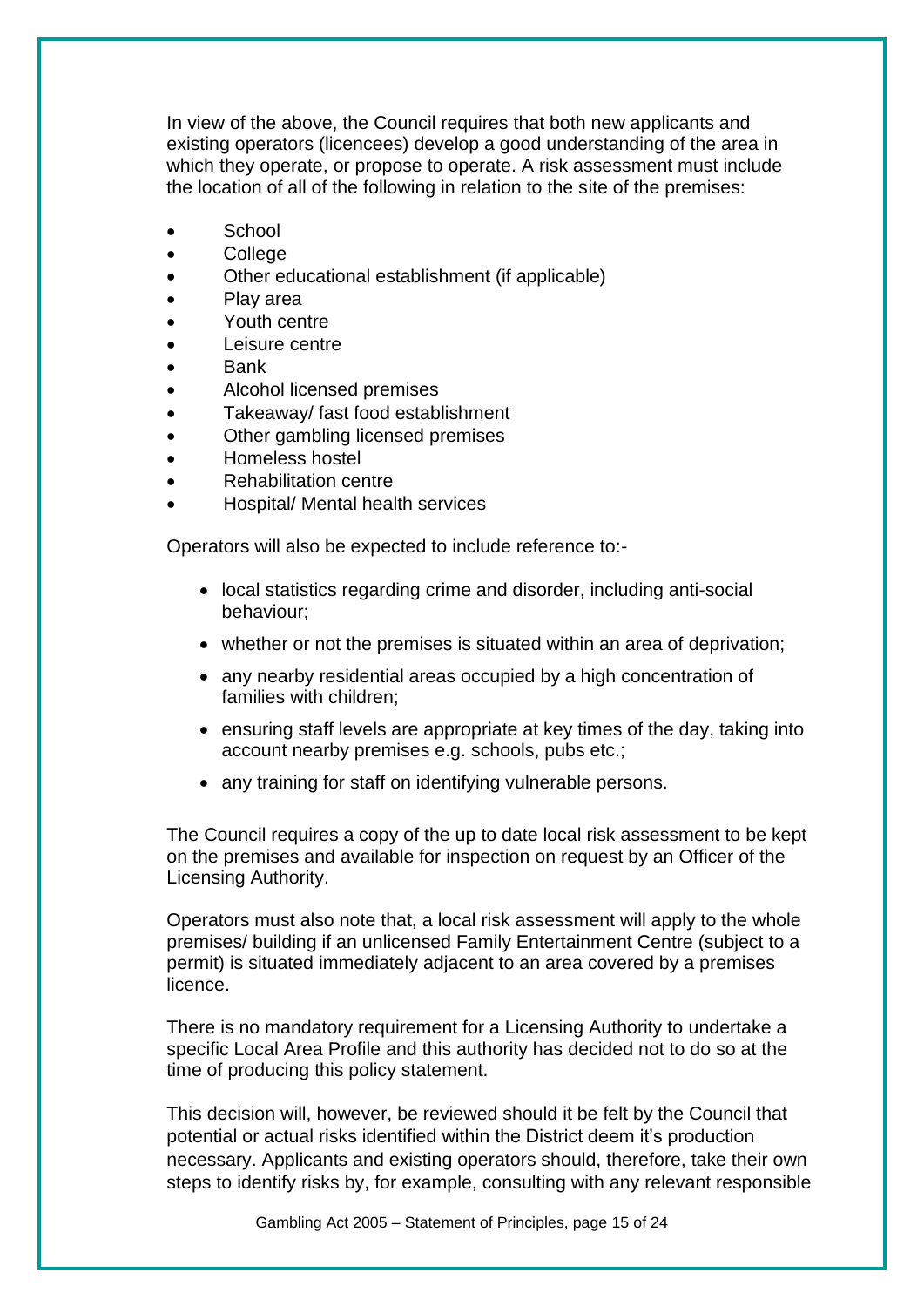In view of the above, the Council requires that both new applicants and existing operators (licencees) develop a good understanding of the area in which they operate, or propose to operate. A risk assessment must include the location of all of the following in relation to the site of the premises:

- School
- College
- Other educational establishment (if applicable)
- Play area
- Youth centre
- Leisure centre
- Bank
- Alcohol licensed premises
- Takeaway/ fast food establishment
- Other gambling licensed premises
- Homeless hostel
- Rehabilitation centre
- Hospital/ Mental health services

Operators will also be expected to include reference to:-

- local statistics regarding crime and disorder, including anti-social behaviour;
- whether or not the premises is situated within an area of deprivation;
- any nearby residential areas occupied by a high concentration of families with children;
- ensuring staff levels are appropriate at key times of the day, taking into account nearby premises e.g. schools, pubs etc.;
- any training for staff on identifying vulnerable persons.

The Council requires a copy of the up to date local risk assessment to be kept on the premises and available for inspection on request by an Officer of the Licensing Authority.

Operators must also note that, a local risk assessment will apply to the whole premises/ building if an unlicensed Family Entertainment Centre (subject to a permit) is situated immediately adjacent to an area covered by a premises licence.

There is no mandatory requirement for a Licensing Authority to undertake a specific Local Area Profile and this authority has decided not to do so at the time of producing this policy statement.

This decision will, however, be reviewed should it be felt by the Council that potential or actual risks identified within the District deem it's production necessary. Applicants and existing operators should, therefore, take their own steps to identify risks by, for example, consulting with any relevant responsible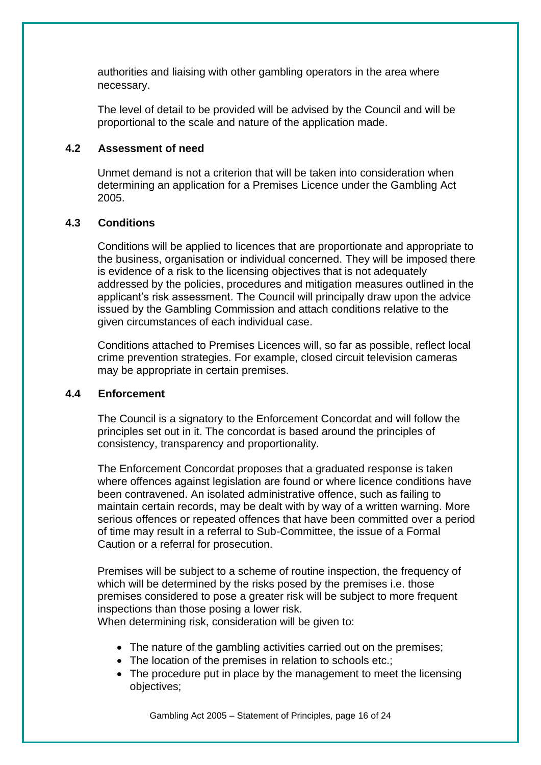authorities and liaising with other gambling operators in the area where necessary.

The level of detail to be provided will be advised by the Council and will be proportional to the scale and nature of the application made.

### 4.2 Assessment of need

Unmet demand is not a criterion that will be taken into consideration when determining an application for a Premises Licence under the Gambling Act 2005.

### 4.3 Conditions

Conditions will be applied to licences that are proportionate and appropriate to the business, organisation or individual concerned. They will be imposed there is evidence of a risk to the licensing objectives that is not adequately addressed by the policies, procedures and mitigation measures outlined in the applicant's risk assessment. The Council will principally draw upon the advice issued by the Gambling Commission and attach conditions relative to the given circumstances of each individual case.

Conditions attached to Premises Licences will, so far as possible, reflect local crime prevention strategies. For example, closed circuit television cameras may be appropriate in certain premises.

### 4.4 Enforcement

The Council is a signatory to the Enforcement Concordat and will follow the principles set out in it. The concordat is based around the principles of consistency, transparency and proportionality.

The Enforcement Concordat proposes that a graduated response is taken where offences against legislation are found or where licence conditions have been contravened. An isolated administrative offence, such as failing to maintain certain records, may be dealt with by way of a written warning. More serious offences or repeated offences that have been committed over a period of time may result in a referral to Sub-Committee, the issue of a Formal Caution or a referral for prosecution.

Premises will be subject to a scheme of routine inspection, the frequency of which will be determined by the risks posed by the premises i.e. those premises considered to pose a greater risk will be subject to more frequent inspections than those posing a lower risk.
When determining risk, consideration will be given to:

- The nature of the gambling activities carried out on the premises;
- The location of the premises in relation to schools etc.;
- The procedure put in place by the management to meet the licensing objectives;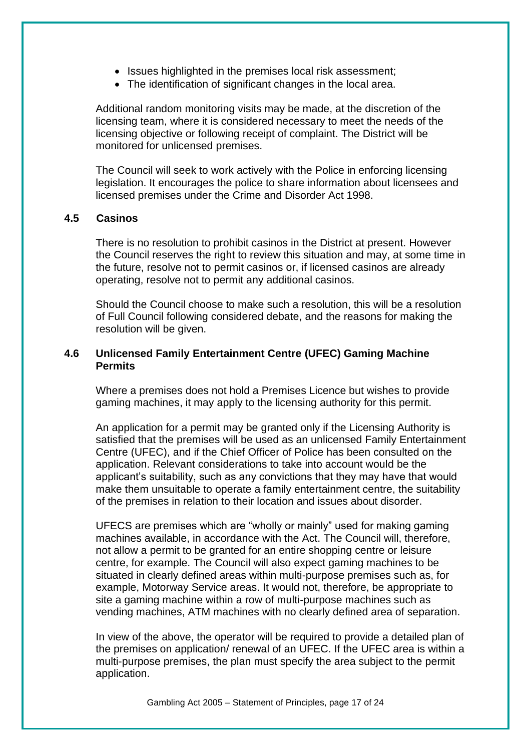- Issues highlighted in the premises local risk assessment;
- The identification of significant changes in the local area.

Additional random monitoring visits may be made, at the discretion of the licensing team, where it is considered necessary to meet the needs of the licensing objective or following receipt of complaint. The District will be monitored for unlicensed premises.

The Council will seek to work actively with the Police in enforcing licensing legislation. It encourages the police to share information about licensees and licensed premises under the Crime and Disorder Act 1998.

### 4.5 Casinos

There is no resolution to prohibit casinos in the District at present. However the Council reserves the right to review this situation and may, at some time in the future, resolve not to permit casinos or, if licensed casinos are already operating, resolve not to permit any additional casinos.

Should the Council choose to make such a resolution, this will be a resolution of Full Council following considered debate, and the reasons for making the resolution will be given.

### 4.6 Unlicensed Family Entertainment Centre (UFEC) Gaming Machine Permits

Where a premises does not hold a Premises Licence but wishes to provide gaming machines, it may apply to the licensing authority for this permit.

An application for a permit may be granted only if the Licensing Authority is satisfied that the premises will be used as an unlicensed Family Entertainment Centre (UFEC), and if the Chief Officer of Police has been consulted on the application. Relevant considerations to take into account would be the applicant's suitability, such as any convictions that they may have that would make them unsuitable to operate a family entertainment centre, the suitability of the premises in relation to their location and issues about disorder.

UFECS are premises which are "wholly or mainly" used for making gaming machines available, in accordance with the Act. The Council will, therefore, not allow a permit to be granted for an entire shopping centre or leisure centre, for example. The Council will also expect gaming machines to be situated in clearly defined areas within multi-purpose premises such as, for example, Motorway Service areas. It would not, therefore, be appropriate to site a gaming machine within a row of multi-purpose machines such as vending machines, ATM machines with no clearly defined area of separation.

In view of the above, the operator will be required to provide a detailed plan of the premises on application/ renewal of an UFEC. If the UFEC area is within a multi-purpose premises, the plan must specify the area subject to the permit application.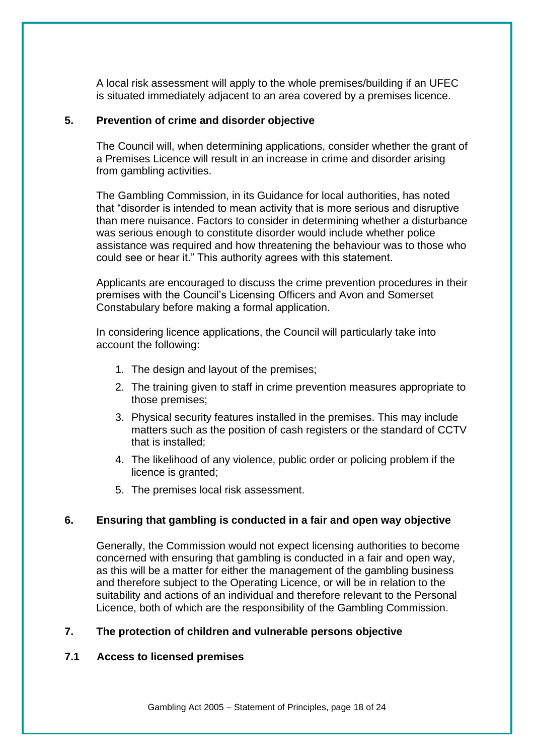A local risk assessment will apply to the whole premises/building if an UFEC is situated immediately adjacent to an area covered by a premises licence.

## 5. Prevention of crime and disorder objective

The Council will, when determining applications, consider whether the grant of a Premises Licence will result in an increase in crime and disorder arising from gambling activities.

The Gambling Commission, in its Guidance for local authorities, has noted that "disorder is intended to mean activity that is more serious and disruptive than mere nuisance. Factors to consider in determining whether a disturbance was serious enough to constitute disorder would include whether police assistance was required and how threatening the behaviour was to those who could see or hear it." This authority agrees with this statement.

Applicants are encouraged to discuss the crime prevention procedures in their premises with the Council's Licensing Officers and Avon and Somerset Constabulary before making a formal application.

In considering licence applications, the Council will particularly take into account the following:

1. The design and layout of the premises;
2. The training given to staff in crime prevention measures appropriate to those premises;
3. Physical security features installed in the premises. This may include matters such as the position of cash registers or the standard of CCTV that is installed;
4. The likelihood of any violence, public order or policing problem if the licence is granted;
5. The premises local risk assessment.

## 6. Ensuring that gambling is conducted in a fair and open way objective

Generally, the Commission would not expect licensing authorities to become concerned with ensuring that gambling is conducted in a fair and open way, as this will be a matter for either the management of the gambling business and therefore subject to the Operating Licence, or will be in relation to the suitability and actions of an individual and therefore relevant to the Personal Licence, both of which are the responsibility of the Gambling Commission.

## 7. The protection of children and vulnerable persons objective

### 7.1 Access to licensed premises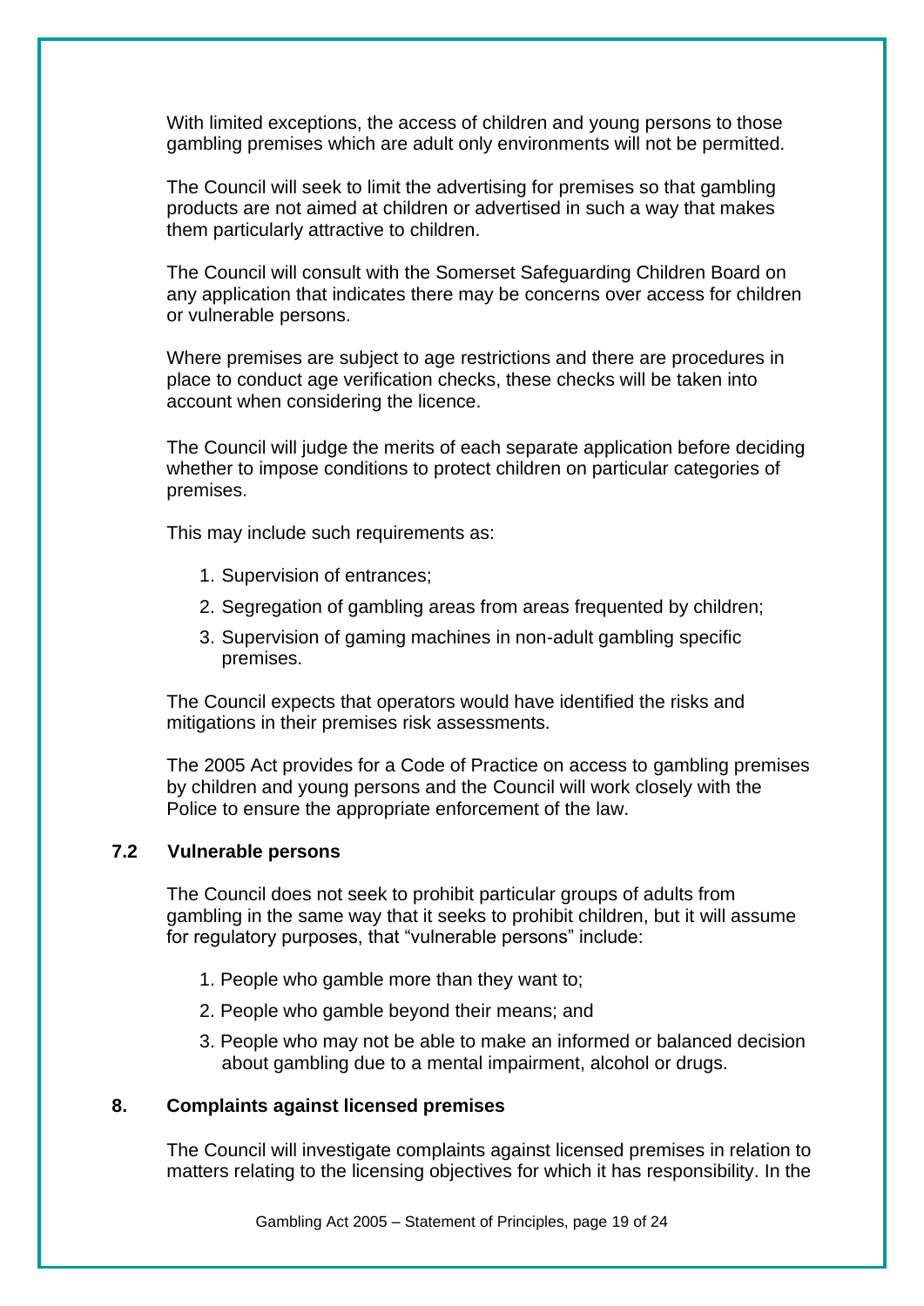With limited exceptions, the access of children and young persons to those gambling premises which are adult only environments will not be permitted.

The Council will seek to limit the advertising for premises so that gambling products are not aimed at children or advertised in such a way that makes them particularly attractive to children.

The Council will consult with the Somerset Safeguarding Children Board on any application that indicates there may be concerns over access for children or vulnerable persons.

Where premises are subject to age restrictions and there are procedures in place to conduct age verification checks, these checks will be taken into account when considering the licence.

The Council will judge the merits of each separate application before deciding whether to impose conditions to protect children on particular categories of premises.

This may include such requirements as:

1. Supervision of entrances;
2. Segregation of gambling areas from areas frequented by children;
3. Supervision of gaming machines in non-adult gambling specific premises.

The Council expects that operators would have identified the risks and mitigations in their premises risk assessments.

The 2005 Act provides for a Code of Practice on access to gambling premises by children and young persons and the Council will work closely with the Police to ensure the appropriate enforcement of the law.

### 7.2 Vulnerable persons

The Council does not seek to prohibit particular groups of adults from gambling in the same way that it seeks to prohibit children, but it will assume for regulatory purposes, that "vulnerable persons" include:

1. People who gamble more than they want to;
2. People who gamble beyond their means; and
3. People who may not be able to make an informed or balanced decision about gambling due to a mental impairment, alcohol or drugs.

## 8. Complaints against licensed premises

The Council will investigate complaints against licensed premises in relation to matters relating to the licensing objectives for which it has responsibility. In the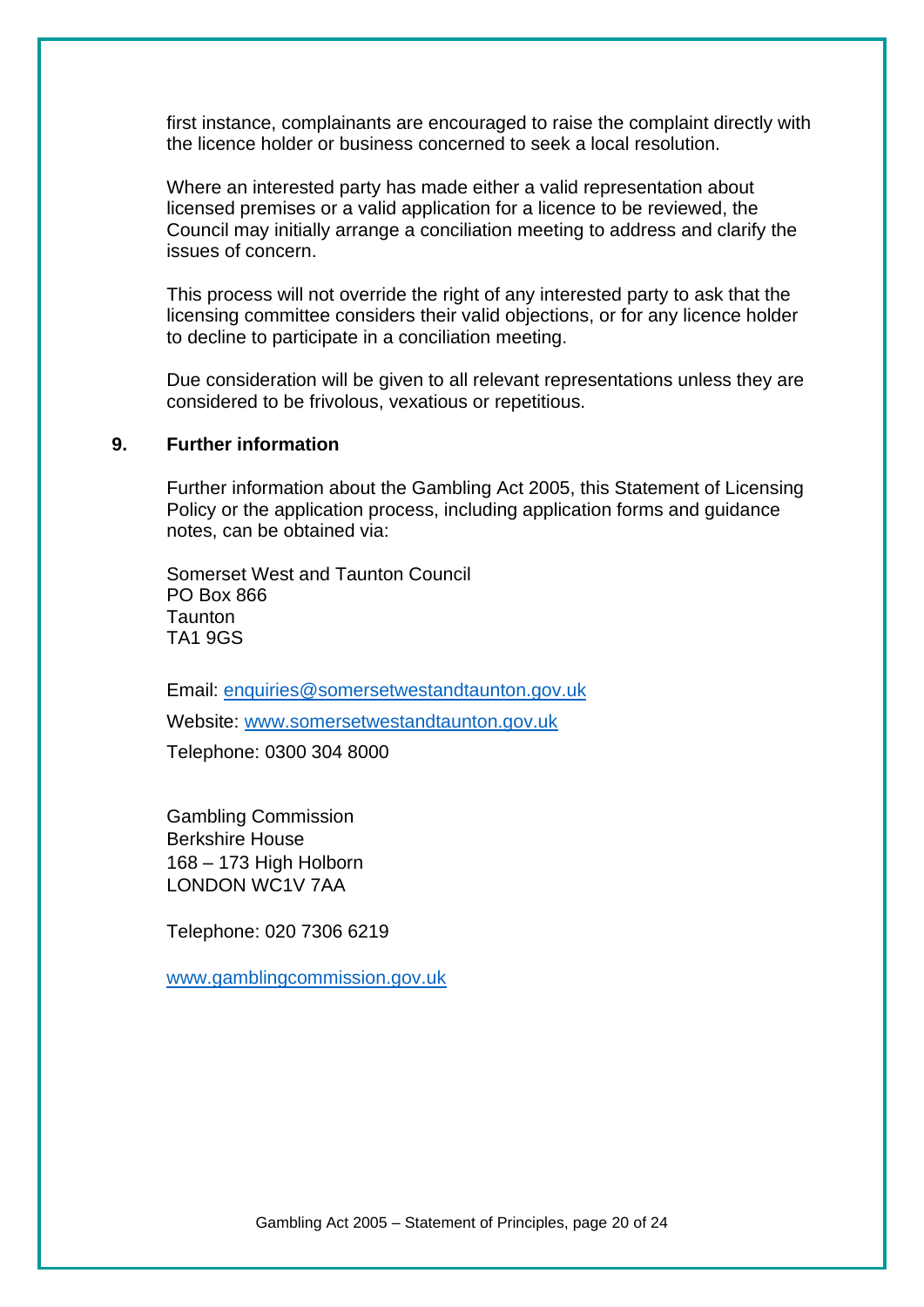first instance, complainants are encouraged to raise the complaint directly with the licence holder or business concerned to seek a local resolution.

Where an interested party has made either a valid representation about licensed premises or a valid application for a licence to be reviewed, the Council may initially arrange a conciliation meeting to address and clarify the issues of concern.

This process will not override the right of any interested party to ask that the licensing committee considers their valid objections, or for any licence holder to decline to participate in a conciliation meeting.

Due consideration will be given to all relevant representations unless they are considered to be frivolous, vexatious or repetitious.

## 9. Further information

Further information about the Gambling Act 2005, this Statement of Licensing Policy or the application process, including application forms and guidance notes, can be obtained via:

Somerset West and Taunton Council
PO Box 866
Taunton
TA1 9GS

Email: enquiries@somersetwestandtaunton.gov.uk

Website: www.somersetwestandtaunton.gov.uk

Telephone: 0300 304 8000

Gambling Commission
Berkshire House
168 – 173 High Holborn
LONDON WC1V 7AA

Telephone: 020 7306 6219

www.gamblingcommission.gov.uk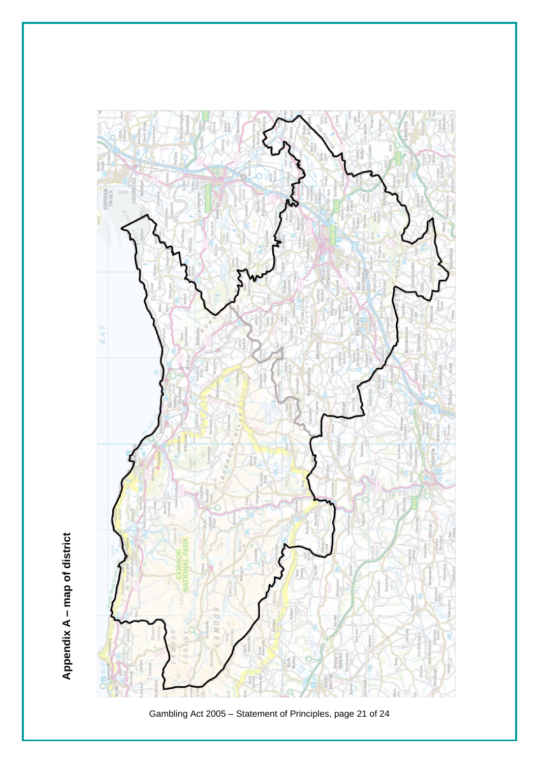# Appendix A – map of district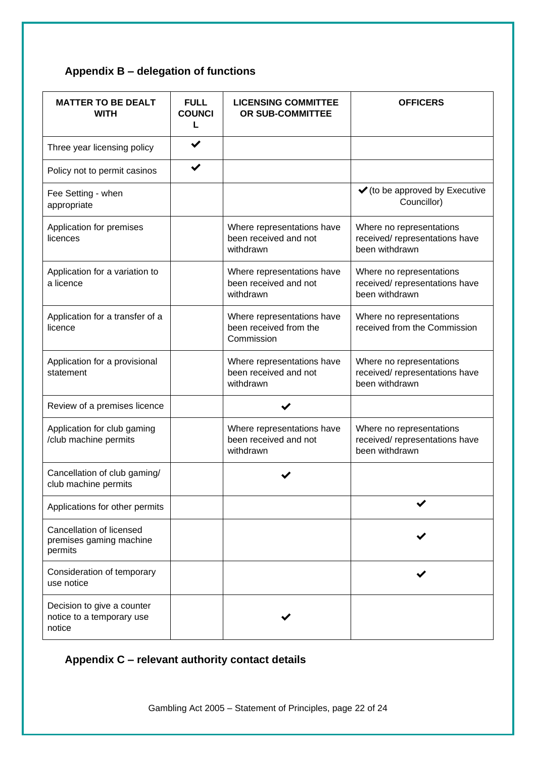## Appendix B – delegation of functions

| MATTER TO BE DEALT WITH | FULL COUNCIL | LICENSING COMMITTEE OR SUB-COMMITTEE | OFFICERS |
|---|---|---|---|
| Three year licensing policy | ✔ | | |
| Policy not to permit casinos | ✔ | | |
| Fee Setting - when appropriate | | | ✔ (to be approved by Executive Councillor) |
| Application for premises licences | | Where representations have been received and not withdrawn | Where no representations received/ representations have been withdrawn |
| Application for a variation to a licence | | Where representations have been received and not withdrawn | Where no representations received/ representations have been withdrawn |
| Application for a transfer of a licence | | Where representations have been received from the Commission | Where no representations received from the Commission |
| Application for a provisional statement | | Where representations have been received and not withdrawn | Where no representations received/ representations have been withdrawn |
| Review of a premises licence | | ✔ | |
| Application for club gaming /club machine permits | | Where representations have been received and not withdrawn | Where no representations received/ representations have been withdrawn |
| Cancellation of club gaming/ club machine permits | | ✔ | |
| Applications for other permits | | | ✔ |
| Cancellation of licensed premises gaming machine permits | | | ✔ |
| Consideration of temporary use notice | | | ✔ |
| Decision to give a counter notice to a temporary use notice | | ✔ | |

## Appendix C – relevant authority contact details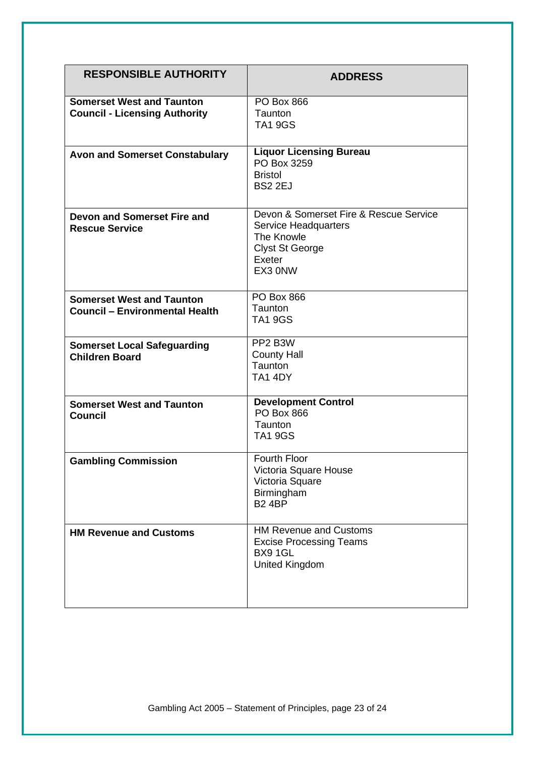| **RESPONSIBLE AUTHORITY** | **ADDRESS** |
|---|---|
| **Somerset West and Taunton Council - Licensing Authority** | PO Box 866<br>Taunton<br>TA1 9GS |
| **Avon and Somerset Constabulary** | **Liquor Licensing Bureau**<br>PO Box 3259<br>Bristol<br>BS2 2EJ |
| **Devon and Somerset Fire and Rescue Service** | Devon & Somerset Fire & Rescue Service<br>Service Headquarters<br>The Knowle<br>Clyst St George<br>Exeter<br>EX3 0NW |
| **Somerset West and Taunton Council – Environmental Health** | PO Box 866<br>Taunton<br>TA1 9GS |
| **Somerset Local Safeguarding Children Board** | PP2 B3W<br>County Hall<br>Taunton<br>TA1 4DY |
| **Somerset West and Taunton Council** | **Development Control**<br>PO Box 866<br>Taunton<br>TA1 9GS |
| **Gambling Commission** | Fourth Floor<br>Victoria Square House<br>Victoria Square<br>Birmingham<br>B2 4BP |
| **HM Revenue and Customs** | HM Revenue and Customs<br>Excise Processing Teams<br>BX9 1GL<br>United Kingdom |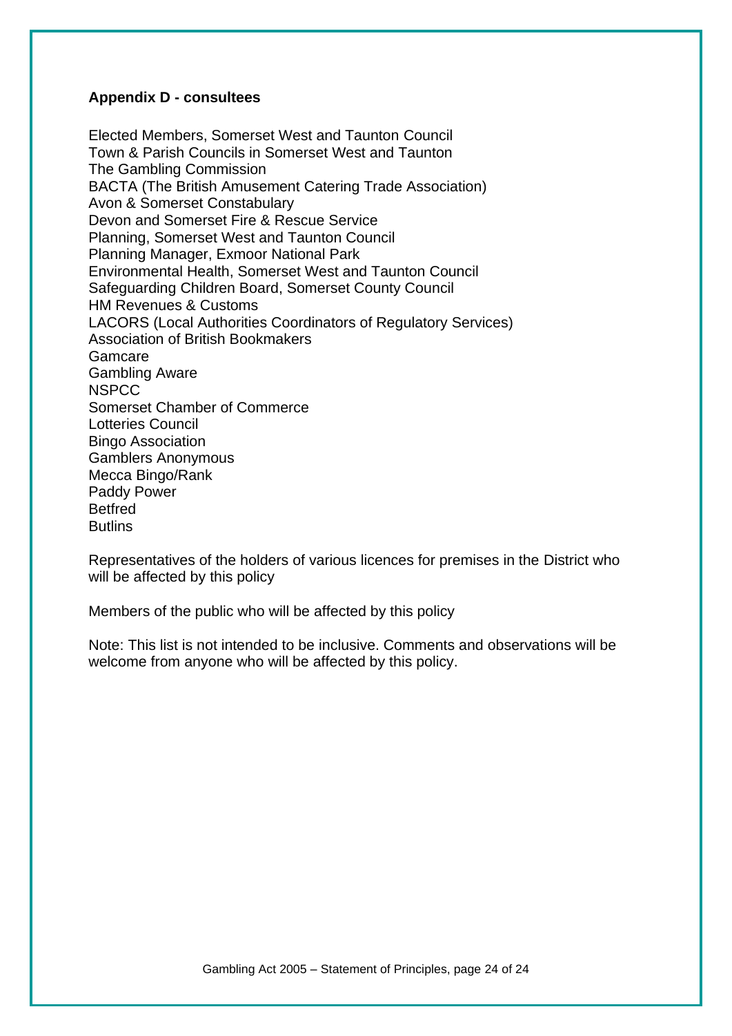**Appendix D - consultees**

Elected Members, Somerset West and Taunton Council
Town & Parish Councils in Somerset West and Taunton
The Gambling Commission
BACTA (The British Amusement Catering Trade Association)
Avon & Somerset Constabulary
Devon and Somerset Fire & Rescue Service
Planning, Somerset West and Taunton Council
Planning Manager, Exmoor National Park
Environmental Health, Somerset West and Taunton Council
Safeguarding Children Board, Somerset County Council
HM Revenues & Customs
LACORS (Local Authorities Coordinators of Regulatory Services)
Association of British Bookmakers
Gamcare
Gambling Aware
NSPCC
Somerset Chamber of Commerce
Lotteries Council
Bingo Association
Gamblers Anonymous
Mecca Bingo/Rank
Paddy Power
Betfred
Butlins

Representatives of the holders of various licences for premises in the District who will be affected by this policy

Members of the public who will be affected by this policy

Note: This list is not intended to be inclusive. Comments and observations will be welcome from anyone who will be affected by this policy.